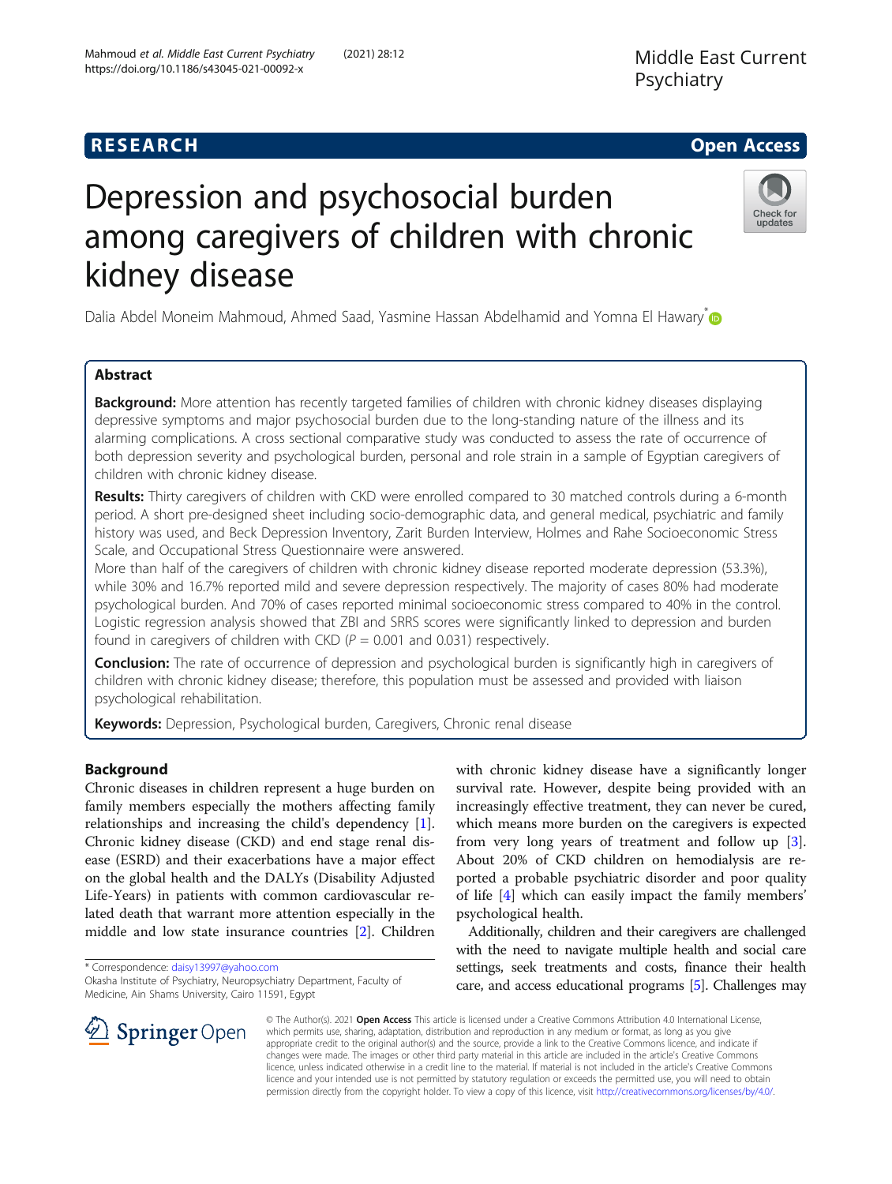RESEARCH

Open Access

# Depression and psychosocial burden among caregivers of children with chronic kidney disease

Dalia Abdel Moneim Mahmoud, Ahmed Saad, Yasmine Hassan Abdelhamid and Yomna El Hawary*

## Abstract

**Background:** More attention has recently targeted families of children with chronic kidney diseases displaying depressive symptoms and major psychosocial burden due to the long-standing nature of the illness and its alarming complications. A cross sectional comparative study was conducted to assess the rate of occurrence of both depression severity and psychological burden, personal and role strain in a sample of Egyptian caregivers of children with chronic kidney disease.

**Results:** Thirty caregivers of children with CKD were enrolled compared to 30 matched controls during a 6-month period. A short pre-designed sheet including socio-demographic data, and general medical, psychiatric and family history was used, and Beck Depression Inventory, Zarit Burden Interview, Holmes and Rahe Socioeconomic Stress Scale, and Occupational Stress Questionnaire were answered.

More than half of the caregivers of children with chronic kidney disease reported moderate depression (53.3%), while 30% and 16.7% reported mild and severe depression respectively. The majority of cases 80% had moderate psychological burden. And 70% of cases reported minimal socioeconomic stress compared to 40% in the control. Logistic regression analysis showed that ZBI and SRRS scores were significantly linked to depression and burden found in caregivers of children with CKD ($P = 0.001$ and $0.031$) respectively.

**Conclusion:** The rate of occurrence of depression and psychological burden is significantly high in caregivers of children with chronic kidney disease; therefore, this population must be assessed and provided with liaison psychological rehabilitation.

**Keywords:** Depression, Psychological burden, Caregivers, Chronic renal disease

## Background

Chronic diseases in children represent a huge burden on family members especially the mothers affecting family relationships and increasing the child's dependency [1]. Chronic kidney disease (CKD) and end stage renal disease (ESRD) and their exacerbations have a major effect on the global health and the DALYs (Disability Adjusted Life-Years) in patients with common cardiovascular related death that warrant more attention especially in the middle and low state insurance countries [2]. Children with chronic kidney disease have a significantly longer survival rate. However, despite being provided with an increasingly effective treatment, they can never be cured, which means more burden on the caregivers is expected from very long years of treatment and follow up [3]. About 20% of CKD children on hemodialysis are reported a probable psychiatric disorder and poor quality of life [4] which can easily impact the family members' psychological health.

Additionally, children and their caregivers are challenged with the need to navigate multiple health and social care settings, seek treatments and costs, finance their health care, and access educational programs [5]. Challenges may

* Correspondence: daisy13997@yahoo.com
Okasha Institute of Psychiatry, Neuropsychiatry Department, Faculty of Medicine, Ain Shams University, Cairo 11591, Egypt

© The Author(s). 2021 **Open Access** This article is licensed under a Creative Commons Attribution 4.0 International License, which permits use, sharing, adaptation, distribution and reproduction in any medium or format, as long as you give appropriate credit to the original author(s) and the source, provide a link to the Creative Commons licence, and indicate if changes were made. The images or other third party material in this article are included in the article's Creative Commons licence, unless indicated otherwise in a credit line to the material. If material is not included in the article's Creative Commons licence and your intended use is not permitted by statutory regulation or exceeds the permitted use, you will need to obtain permission directly from the copyright holder. To view a copy of this licence, visit http://creativecommons.org/licenses/by/4.0/.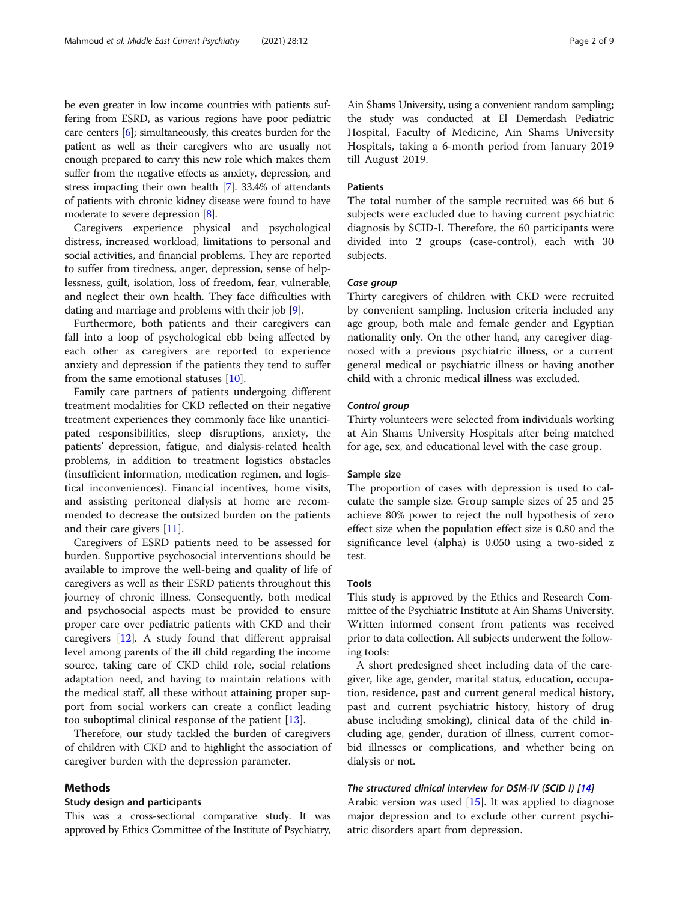be even greater in low income countries with patients suffering from ESRD, as various regions have poor pediatric care centers [6]; simultaneously, this creates burden for the patient as well as their caregivers who are usually not enough prepared to carry this new role which makes them suffer from the negative effects as anxiety, depression, and stress impacting their own health [7]. 33.4% of attendants of patients with chronic kidney disease were found to have moderate to severe depression [8].

Caregivers experience physical and psychological distress, increased workload, limitations to personal and social activities, and financial problems. They are reported to suffer from tiredness, anger, depression, sense of helplessness, guilt, isolation, loss of freedom, fear, vulnerable, and neglect their own health. They face difficulties with dating and marriage and problems with their job [9].

Furthermore, both patients and their caregivers can fall into a loop of psychological ebb being affected by each other as caregivers are reported to experience anxiety and depression if the patients they tend to suffer from the same emotional statuses [10].

Family care partners of patients undergoing different treatment modalities for CKD reflected on their negative treatment experiences they commonly face like unanticipated responsibilities, sleep disruptions, anxiety, the patients' depression, fatigue, and dialysis-related health problems, in addition to treatment logistics obstacles (insufficient information, medication regimen, and logistical inconveniences). Financial incentives, home visits, and assisting peritoneal dialysis at home are recommended to decrease the outsized burden on the patients and their care givers [11].

Caregivers of ESRD patients need to be assessed for burden. Supportive psychosocial interventions should be available to improve the well-being and quality of life of caregivers as well as their ESRD patients throughout this journey of chronic illness. Consequently, both medical and psychosocial aspects must be provided to ensure proper care over pediatric patients with CKD and their caregivers [12]. A study found that different appraisal level among parents of the ill child regarding the income source, taking care of CKD child role, social relations adaptation need, and having to maintain relations with the medical staff, all these without attaining proper support from social workers can create a conflict leading too suboptimal clinical response of the patient [13].

Therefore, our study tackled the burden of caregivers of children with CKD and to highlight the association of caregiver burden with the depression parameter.

## Methods

### Study design and participants

This was a cross-sectional comparative study. It was approved by Ethics Committee of the Institute of Psychiatry, Ain Shams University, using a convenient random sampling; the study was conducted at El Demerdash Pediatric Hospital, Faculty of Medicine, Ain Shams University Hospitals, taking a 6-month period from January 2019 till August 2019.

### Patients

The total number of the sample recruited was 66 but 6 subjects were excluded due to having current psychiatric diagnosis by SCID-I. Therefore, the 60 participants were divided into 2 groups (case-control), each with 30 subjects.

#### *Case group*

Thirty caregivers of children with CKD were recruited by convenient sampling. Inclusion criteria included any age group, both male and female gender and Egyptian nationality only. On the other hand, any caregiver diagnosed with a previous psychiatric illness, or a current general medical or psychiatric illness or having another child with a chronic medical illness was excluded.

#### *Control group*

Thirty volunteers were selected from individuals working at Ain Shams University Hospitals after being matched for age, sex, and educational level with the case group.

### Sample size

The proportion of cases with depression is used to calculate the sample size. Group sample sizes of 25 and 25 achieve 80% power to reject the null hypothesis of zero effect size when the population effect size is 0.80 and the significance level (alpha) is 0.050 using a two-sided z test.

### Tools

This study is approved by the Ethics and Research Committee of the Psychiatric Institute at Ain Shams University. Written informed consent from patients was received prior to data collection. All subjects underwent the following tools:

A short predesigned sheet including data of the caregiver, like age, gender, marital status, education, occupation, residence, past and current general medical history, past and current psychiatric history, history of drug abuse including smoking), clinical data of the child including age, gender, duration of illness, current comorbid illnesses or complications, and whether being on dialysis or not.

#### *The structured clinical interview for DSM-IV (SCID I) [14]*

Arabic version was used [15]. It was applied to diagnose major depression and to exclude other current psychiatric disorders apart from depression.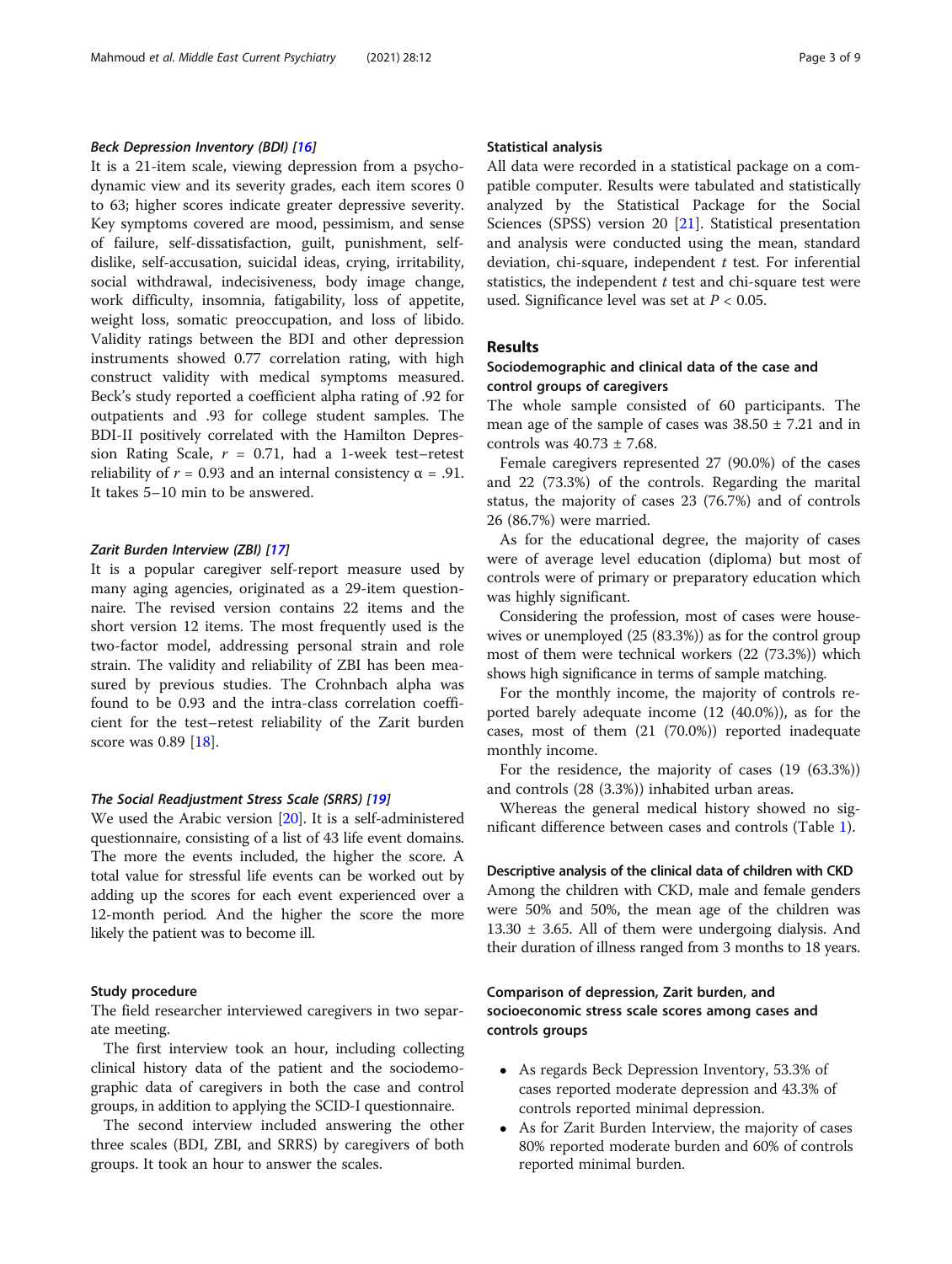#### *Beck Depression Inventory (BDI) [16]*

It is a 21-item scale, viewing depression from a psychodynamic view and its severity grades, each item scores 0 to 63; higher scores indicate greater depressive severity. Key symptoms covered are mood, pessimism, and sense of failure, self-dissatisfaction, guilt, punishment, self-dislike, self-accusation, suicidal ideas, crying, irritability, social withdrawal, indecisiveness, body image change, work difficulty, insomnia, fatigability, loss of appetite, weight loss, somatic preoccupation, and loss of libido. Validity ratings between the BDI and other depression instruments showed 0.77 correlation rating, with high construct validity with medical symptoms measured. Beck's study reported a coefficient alpha rating of .92 for outpatients and .93 for college student samples. The BDI-II positively correlated with the Hamilton Depression Rating Scale, $r$ = 0.71, had a 1-week test–retest reliability of $r$ = 0.93 and an internal consistency α = .91. It takes 5–10 min to be answered.

#### *Zarit Burden Interview (ZBI) [17]*

It is a popular caregiver self-report measure used by many aging agencies, originated as a 29-item questionnaire. The revised version contains 22 items and the short version 12 items. The most frequently used is the two-factor model, addressing personal strain and role strain. The validity and reliability of ZBI has been measured by previous studies. The Crohnbach alpha was found to be 0.93 and the intra-class correlation coefficient for the test–retest reliability of the Zarit burden score was 0.89 [18].

#### *The Social Readjustment Stress Scale (SRRS) [19]*

We used the Arabic version [20]. It is a self-administered questionnaire, consisting of a list of 43 life event domains. The more the events included, the higher the score. A total value for stressful life events can be worked out by adding up the scores for each event experienced over a 12-month period. And the higher the score the more likely the patient was to become ill.

#### Study procedure

The field researcher interviewed caregivers in two separate meeting.

The first interview took an hour, including collecting clinical history data of the patient and the sociodemographic data of caregivers in both the case and control groups, in addition to applying the SCID-I questionnaire.

The second interview included answering the other three scales (BDI, ZBI, and SRRS) by caregivers of both groups. It took an hour to answer the scales.

#### Statistical analysis

All data were recorded in a statistical package on a compatible computer. Results were tabulated and statistically analyzed by the Statistical Package for the Social Sciences (SPSS) version 20 [21]. Statistical presentation and analysis were conducted using the mean, standard deviation, chi-square, independent $t$ test. For inferential statistics, the independent $t$ test and chi-square test were used. Significance level was set at $P < 0.05$.

## Results

### Sociodemographic and clinical data of the case and control groups of caregivers

The whole sample consisted of 60 participants. The mean age of the sample of cases was 38.50 ± 7.21 and in controls was 40.73 ± 7.68.

Female caregivers represented 27 (90.0%) of the cases and 22 (73.3%) of the controls. Regarding the marital status, the majority of cases 23 (76.7%) and of controls 26 (86.7%) were married.

As for the educational degree, the majority of cases were of average level education (diploma) but most of controls were of primary or preparatory education which was highly significant.

Considering the profession, most of cases were housewives or unemployed (25 (83.3%)) as for the control group most of them were technical workers (22 (73.3%)) which shows high significance in terms of sample matching.

For the monthly income, the majority of controls reported barely adequate income (12 (40.0%)), as for the cases, most of them (21 (70.0%)) reported inadequate monthly income.

For the residence, the majority of cases (19 (63.3%)) and controls (28 (3.3%)) inhabited urban areas.

Whereas the general medical history showed no significant difference between cases and controls (Table 1).

#### Descriptive analysis of the clinical data of children with CKD

Among the children with CKD, male and female genders were 50% and 50%, the mean age of the children was 13.30 ± 3.65. All of them were undergoing dialysis. And their duration of illness ranged from 3 months to 18 years.

#### Comparison of depression, Zarit burden, and socioeconomic stress scale scores among cases and controls groups

- As regards Beck Depression Inventory, 53.3% of cases reported moderate depression and 43.3% of controls reported minimal depression.
- As for Zarit Burden Interview, the majority of cases 80% reported moderate burden and 60% of controls reported minimal burden.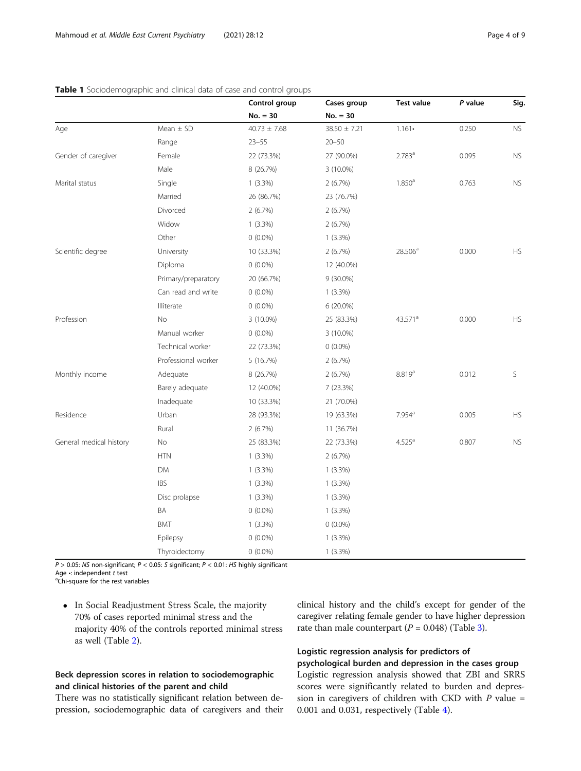**Table 1** Sociodemographic and clinical data of case and control groups

| | | Control group No. = 30 | Cases group No. = 30 | Test value | *P* value | Sig. |
|---|---|---|---|---|---|---|
| Age | Mean ± SD | 40.73 ± 7.68 | 38.50 ± 7.21 | 1.161• | 0.250 | NS |
| | Range | 23–55 | 20–50 | | | |
| Gender of caregiver | Female | 22 (73.3%) | 27 (90.0%) | 2.783[a] | 0.095 | NS |
| | Male | 8 (26.7%) | 3 (10.0%) | | | |
| Marital status | Single | 1 (3.3%) | 2 (6.7%) | 1.850[a] | 0.763 | NS |
| | Married | 26 (86.7%) | 23 (76.7%) | | | |
| | Divorced | 2 (6.7%) | 2 (6.7%) | | | |
| | Widow | 1 (3.3%) | 2 (6.7%) | | | |
| | Other | 0 (0.0%) | 1 (3.3%) | | | |
| Scientific degree | University | 10 (33.3%) | 2 (6.7%) | 28.506[a] | 0.000 | HS |
| | Diploma | 0 (0.0%) | 12 (40.0%) | | | |
| | Primary/preparatory | 20 (66.7%) | 9 (30.0%) | | | |
| | Can read and write | 0 (0.0%) | 1 (3.3%) | | | |
| | Illiterate | 0 (0.0%) | 6 (20.0%) | | | |
| Profession | No | 3 (10.0%) | 25 (83.3%) | 43.571[a] | 0.000 | HS |
| | Manual worker | 0 (0.0%) | 3 (10.0%) | | | |
| | Technical worker | 22 (73.3%) | 0 (0.0%) | | | |
| | Professional worker | 5 (16.7%) | 2 (6.7%) | | | |
| Monthly income | Adequate | 8 (26.7%) | 2 (6.7%) | 8.819[a] | 0.012 | S |
| | Barely adequate | 12 (40.0%) | 7 (23.3%) | | | |
| | Inadequate | 10 (33.3%) | 21 (70.0%) | | | |
| Residence | Urban | 28 (93.3%) | 19 (63.3%) | 7.954[a] | 0.005 | HS |
| | Rural | 2 (6.7%) | 11 (36.7%) | | | |
| General medical history | No | 25 (83.3%) | 22 (73.3%) | 4.525[a] | 0.807 | NS |
| | HTN | 1 (3.3%) | 2 (6.7%) | | | |
| | DM | 1 (3.3%) | 1 (3.3%) | | | |
| | IBS | 1 (3.3%) | 1 (3.3%) | | | |
| | Disc prolapse | 1 (3.3%) | 1 (3.3%) | | | |
| | BA | 0 (0.0%) | 1 (3.3%) | | | |
| | BMT | 1 (3.3%) | 0 (0.0%) | | | |
| | Epilepsy | 0 (0.0%) | 1 (3.3%) | | | |
| | Thyroidectomy | 0 (0.0%) | 1 (3.3%) | | | |

$P > 0.05$: *NS* non-significant; $P < 0.05$: *S* significant; $P < 0.01$: *HS* highly significant
Age •: independent *t* test
[a]Chi-square for the rest variables

- In Social Readjustment Stress Scale, the majority 70% of cases reported minimal stress and the majority 40% of the controls reported minimal stress as well (Table 2).

## Beck depression scores in relation to sociodemographic and clinical histories of the parent and child

There was no statistically significant relation between depression, sociodemographic data of caregivers and their clinical history and the child's except for gender of the caregiver relating female gender to have higher depression rate than male counterpart ($P = 0.048$) (Table 3).

## Logistic regression analysis for predictors of psychological burden and depression in the cases group

Logistic regression analysis showed that ZBI and SRRS scores were significantly related to burden and depression in caregivers of children with CKD with $P$ value = 0.001 and 0.031, respectively (Table 4).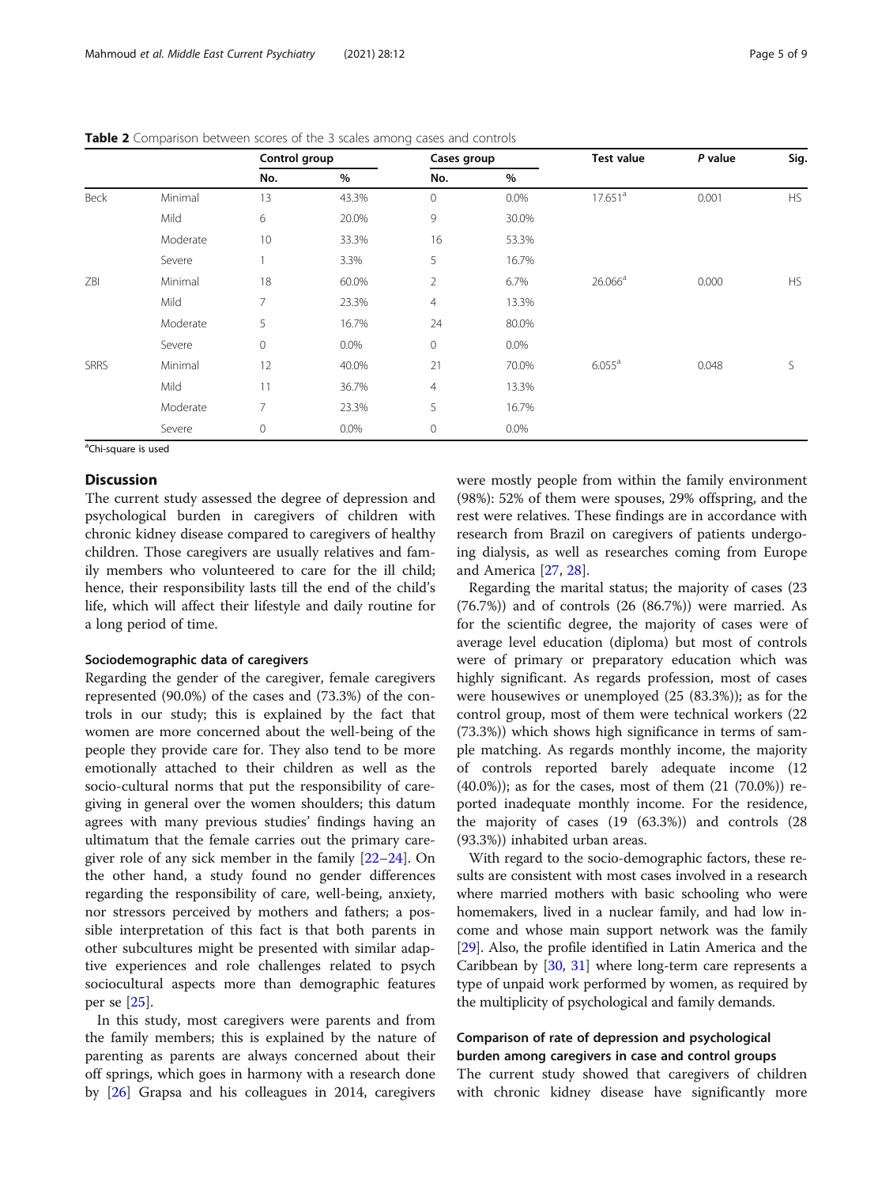**Table 2** Comparison between scores of the 3 scales among cases and controls

| | | Control group | | Cases group | | Test value | *P* value | Sig. |
|---|---|---|---|---|---|---|---|---|
| | | No. | % | No. | % | | | |
| Beck | Minimal | 13 | 43.3% | 0 | 0.0% | 17.651[a] | 0.001 | HS |
| | Mild | 6 | 20.0% | 9 | 30.0% | | | |
| | Moderate | 10 | 33.3% | 16 | 53.3% | | | |
| | Severe | 1 | 3.3% | 5 | 16.7% | | | |
| ZBI | Minimal | 18 | 60.0% | 2 | 6.7% | 26.066[a] | 0.000 | HS |
| | Mild | 7 | 23.3% | 4 | 13.3% | | | |
| | Moderate | 5 | 16.7% | 24 | 80.0% | | | |
| | Severe | 0 | 0.0% | 0 | 0.0% | | | |
| SRRS | Minimal | 12 | 40.0% | 21 | 70.0% | 6.055[a] | 0.048 | S |
| | Mild | 11 | 36.7% | 4 | 13.3% | | | |
| | Moderate | 7 | 23.3% | 5 | 16.7% | | | |
| | Severe | 0 | 0.0% | 0 | 0.0% | | | |

[a]Chi-square is used

## Discussion

The current study assessed the degree of depression and psychological burden in caregivers of children with chronic kidney disease compared to caregivers of healthy children. Those caregivers are usually relatives and family members who volunteered to care for the ill child; hence, their responsibility lasts till the end of the child's life, which will affect their lifestyle and daily routine for a long period of time.

### Sociodemographic data of caregivers

Regarding the gender of the caregiver, female caregivers represented (90.0%) of the cases and (73.3%) of the controls in our study; this is explained by the fact that women are more concerned about the well-being of the people they provide care for. They also tend to be more emotionally attached to their children as well as the socio-cultural norms that put the responsibility of caregiving in general over the women shoulders; this datum agrees with many previous studies' findings having an ultimatum that the female carries out the primary caregiver role of any sick member in the family [22–24]. On the other hand, a study found no gender differences regarding the responsibility of care, well-being, anxiety, nor stressors perceived by mothers and fathers; a possible interpretation of this fact is that both parents in other subcultures might be presented with similar adaptive experiences and role challenges related to psych sociocultural aspects more than demographic features per se [25].

In this study, most caregivers were parents and from the family members; this is explained by the nature of parenting as parents are always concerned about their off springs, which goes in harmony with a research done by [26] Grapsa and his colleagues in 2014, caregivers were mostly people from within the family environment (98%): 52% of them were spouses, 29% offspring, and the rest were relatives. These findings are in accordance with research from Brazil on caregivers of patients undergoing dialysis, as well as researches coming from Europe and America [27, 28].

Regarding the marital status; the majority of cases (23 (76.7%)) and of controls (26 (86.7%)) were married. As for the scientific degree, the majority of cases were of average level education (diploma) but most of controls were of primary or preparatory education which was highly significant. As regards profession, most of cases were housewives or unemployed (25 (83.3%)); as for the control group, most of them were technical workers (22 (73.3%)) which shows high significance in terms of sample matching. As regards monthly income, the majority of controls reported barely adequate income (12 (40.0%)); as for the cases, most of them (21 (70.0%)) reported inadequate monthly income. For the residence, the majority of cases (19 (63.3%)) and controls (28 (93.3%)) inhabited urban areas.

With regard to the socio-demographic factors, these results are consistent with most cases involved in a research where married mothers with basic schooling who were homemakers, lived in a nuclear family, and had low income and whose main support network was the family [29]. Also, the profile identified in Latin America and the Caribbean by [30, 31] where long-term care represents a type of unpaid work performed by women, as required by the multiplicity of psychological and family demands.

### Comparison of rate of depression and psychological burden among caregivers in case and control groups

The current study showed that caregivers of children with chronic kidney disease have significantly more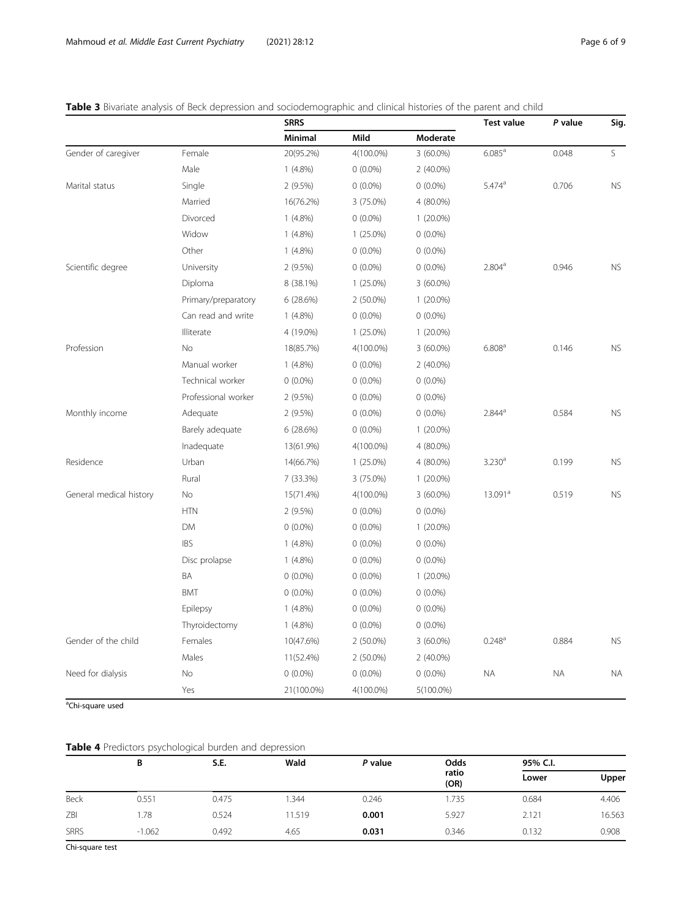**Table 3** Bivariate analysis of Beck depression and sociodemographic and clinical histories of the parent and child

| | | SRRS | | | Test value | *P* value | Sig. |
|---|---|---|---|---|---|---|---|
| | | Minimal | Mild | Moderate | | | |
| Gender of caregiver | Female | 20(95.2%) | 4(100.0%) | 3 (60.0%) | 6.085[a] | 0.048 | S |
| | Male | 1 (4.8%) | 0 (0.0%) | 2 (40.0%) | | | |
| Marital status | Single | 2 (9.5%) | 0 (0.0%) | 0 (0.0%) | 5.474[a] | 0.706 | NS |
| | Married | 16(76.2%) | 3 (75.0%) | 4 (80.0%) | | | |
| | Divorced | 1 (4.8%) | 0 (0.0%) | 1 (20.0%) | | | |
| | Widow | 1 (4.8%) | 1 (25.0%) | 0 (0.0%) | | | |
| | Other | 1 (4.8%) | 0 (0.0%) | 0 (0.0%) | | | |
| Scientific degree | University | 2 (9.5%) | 0 (0.0%) | 0 (0.0%) | 2.804[a] | 0.946 | NS |
| | Diploma | 8 (38.1%) | 1 (25.0%) | 3 (60.0%) | | | |
| | Primary/preparatory | 6 (28.6%) | 2 (50.0%) | 1 (20.0%) | | | |
| | Can read and write | 1 (4.8%) | 0 (0.0%) | 0 (0.0%) | | | |
| | Illiterate | 4 (19.0%) | 1 (25.0%) | 1 (20.0%) | | | |
| Profession | No | 18(85.7%) | 4(100.0%) | 3 (60.0%) | 6.808[a] | 0.146 | NS |
| | Manual worker | 1 (4.8%) | 0 (0.0%) | 2 (40.0%) | | | |
| | Technical worker | 0 (0.0%) | 0 (0.0%) | 0 (0.0%) | | | |
| | Professional worker | 2 (9.5%) | 0 (0.0%) | 0 (0.0%) | | | |
| Monthly income | Adequate | 2 (9.5%) | 0 (0.0%) | 0 (0.0%) | 2.844[a] | 0.584 | NS |
| | Barely adequate | 6 (28.6%) | 0 (0.0%) | 1 (20.0%) | | | |
| | Inadequate | 13(61.9%) | 4(100.0%) | 4 (80.0%) | | | |
| Residence | Urban | 14(66.7%) | 1 (25.0%) | 4 (80.0%) | 3.230[a] | 0.199 | NS |
| | Rural | 7 (33.3%) | 3 (75.0%) | 1 (20.0%) | | | |
| General medical history | No | 15(71.4%) | 4(100.0%) | 3 (60.0%) | 13.091[a] | 0.519 | NS |
| | HTN | 2 (9.5%) | 0 (0.0%) | 0 (0.0%) | | | |
| | DM | 0 (0.0%) | 0 (0.0%) | 1 (20.0%) | | | |
| | IBS | 1 (4.8%) | 0 (0.0%) | 0 (0.0%) | | | |
| | Disc prolapse | 1 (4.8%) | 0 (0.0%) | 0 (0.0%) | | | |
| | BA | 0 (0.0%) | 0 (0.0%) | 1 (20.0%) | | | |
| | BMT | 0 (0.0%) | 0 (0.0%) | 0 (0.0%) | | | |
| | Epilepsy | 1 (4.8%) | 0 (0.0%) | 0 (0.0%) | | | |
| | Thyroidectomy | 1 (4.8%) | 0 (0.0%) | 0 (0.0%) | | | |
| Gender of the child | Females | 10(47.6%) | 2 (50.0%) | 3 (60.0%) | 0.248[a] | 0.884 | NS |
| | Males | 11(52.4%) | 2 (50.0%) | 2 (40.0%) | | | |
| Need for dialysis | No | 0 (0.0%) | 0 (0.0%) | 0 (0.0%) | NA | NA | NA |
| | Yes | 21(100.0%) | 4(100.0%) | 5(100.0%) | | | |

[a]Chi-square used

**Table 4** Predictors psychological burden and depression

| | B | S.E. | Wald | *P* value | Odds ratio (OR) | 95% C.I. | |
|---|---|---|---|---|---|---|---|
| | | | | | | Lower | Upper |
| Beck | 0.551 | 0.475 | 1.344 | 0.246 | 1.735 | 0.684 | 4.406 |
| ZBI | 1.78 | 0.524 | 11.519 | **0.001** | 5.927 | 2.121 | 16.563 |
| SRRS | -1.062 | 0.492 | 4.65 | **0.031** | 0.346 | 0.132 | 0.908 |

Chi-square test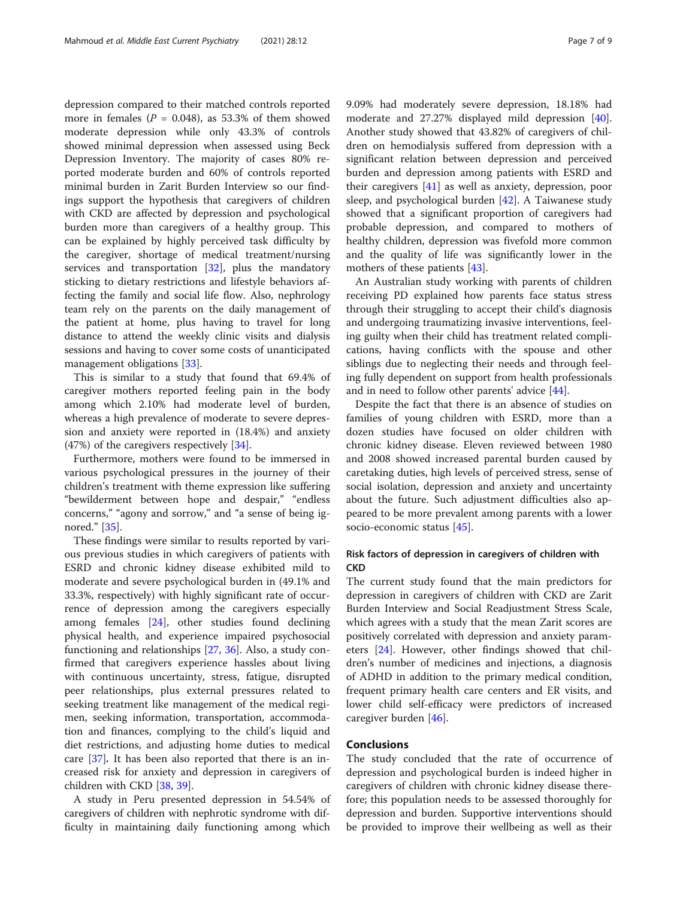depression compared to their matched controls reported more in females ($P = 0.048$), as 53.3% of them showed moderate depression while only 43.3% of controls showed minimal depression when assessed using Beck Depression Inventory. The majority of cases 80% reported moderate burden and 60% of controls reported minimal burden in Zarit Burden Interview so our findings support the hypothesis that caregivers of children with CKD are affected by depression and psychological burden more than caregivers of a healthy group. This can be explained by highly perceived task difficulty by the caregiver, shortage of medical treatment/nursing services and transportation [32], plus the mandatory sticking to dietary restrictions and lifestyle behaviors affecting the family and social life flow. Also, nephrology team rely on the parents on the daily management of the patient at home, plus having to travel for long distance to attend the weekly clinic visits and dialysis sessions and having to cover some costs of unanticipated management obligations [33].

This is similar to a study that found that 69.4% of caregiver mothers reported feeling pain in the body among which 2.10% had moderate level of burden, whereas a high prevalence of moderate to severe depression and anxiety were reported in (18.4%) and anxiety (47%) of the caregivers respectively [34].

Furthermore, mothers were found to be immersed in various psychological pressures in the journey of their children's treatment with theme expression like suffering "bewilderment between hope and despair," "endless concerns," "agony and sorrow," and "a sense of being ignored." [35].

These findings were similar to results reported by various previous studies in which caregivers of patients with ESRD and chronic kidney disease exhibited mild to moderate and severe psychological burden in (49.1% and 33.3%, respectively) with highly significant rate of occurrence of depression among the caregivers especially among females [24], other studies found declining physical health, and experience impaired psychosocial functioning and relationships [27, 36]. Also, a study confirmed that caregivers experience hassles about living with continuous uncertainty, stress, fatigue, disrupted peer relationships, plus external pressures related to seeking treatment like management of the medical regimen, seeking information, transportation, accommodation and finances, complying to the child's liquid and diet restrictions, and adjusting home duties to medical care [37]. It has been also reported that there is an increased risk for anxiety and depression in caregivers of children with CKD [38, 39].

A study in Peru presented depression in 54.54% of caregivers of children with nephrotic syndrome with difficulty in maintaining daily functioning among which 9.09% had moderately severe depression, 18.18% had moderate and 27.27% displayed mild depression [40]. Another study showed that 43.82% of caregivers of children on hemodialysis suffered from depression with a significant relation between depression and perceived burden and depression among patients with ESRD and their caregivers [41] as well as anxiety, depression, poor sleep, and psychological burden [42]. A Taiwanese study showed that a significant proportion of caregivers had probable depression, and compared to mothers of healthy children, depression was fivefold more common and the quality of life was significantly lower in the mothers of these patients [43].

An Australian study working with parents of children receiving PD explained how parents face status stress through their struggling to accept their child's diagnosis and undergoing traumatizing invasive interventions, feeling guilty when their child has treatment related complications, having conflicts with the spouse and other siblings due to neglecting their needs and through feeling fully dependent on support from health professionals and in need to follow other parents' advice [44].

Despite the fact that there is an absence of studies on families of young children with ESRD, more than a dozen studies have focused on older children with chronic kidney disease. Eleven reviewed between 1980 and 2008 showed increased parental burden caused by caretaking duties, high levels of perceived stress, sense of social isolation, depression and anxiety and uncertainty about the future. Such adjustment difficulties also appeared to be more prevalent among parents with a lower socio-economic status [45].

### Risk factors of depression in caregivers of children with CKD

The current study found that the main predictors for depression in caregivers of children with CKD are Zarit Burden Interview and Social Readjustment Stress Scale, which agrees with a study that the mean Zarit scores are positively correlated with depression and anxiety parameters [24]. However, other findings showed that children's number of medicines and injections, a diagnosis of ADHD in addition to the primary medical condition, frequent primary health care centers and ER visits, and lower child self-efficacy were predictors of increased caregiver burden [46].

## Conclusions

The study concluded that the rate of occurrence of depression and psychological burden is indeed higher in caregivers of children with chronic kidney disease therefore; this population needs to be assessed thoroughly for depression and burden. Supportive interventions should be provided to improve their wellbeing as well as their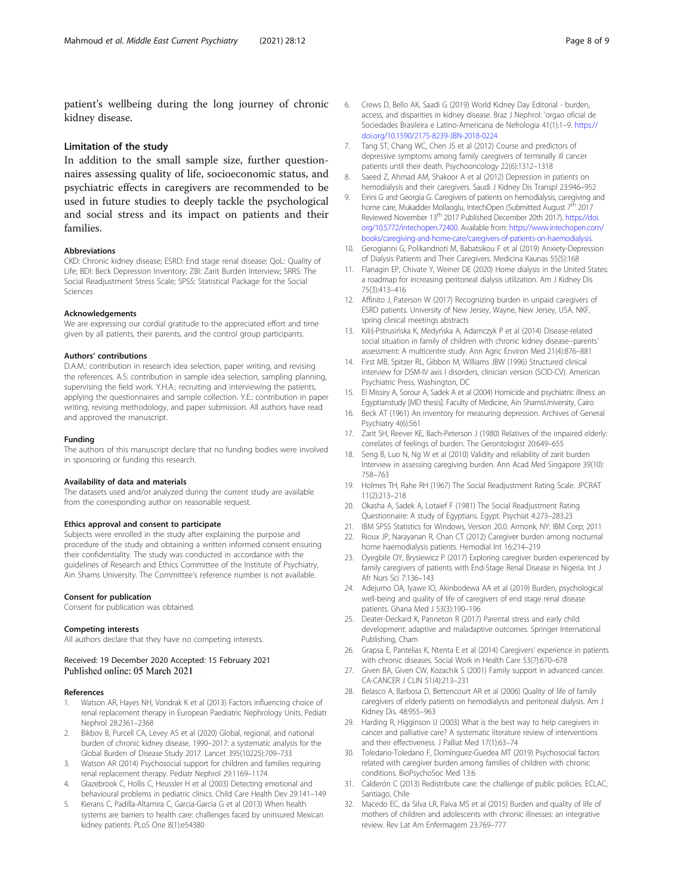patient's wellbeing during the long journey of chronic kidney disease.

## Limitation of the study

In addition to the small sample size, further questionnaires assessing quality of life, socioeconomic status, and psychiatric effects in caregivers are recommended to be used in future studies to deeply tackle the psychological and social stress and its impact on patients and their families.

### Abbreviations

CKD: Chronic kidney disease; ESRD: End stage renal disease; QoL: Quality of Life; BDI: Beck Depression Inventory; ZBI: Zarit Burden Interview; SRRS: The Social Readjustment Stress Scale; SPSS: Statistical Package for the Social Sciences

### Acknowledgements

We are expressing our cordial gratitude to the appreciated effort and time given by all patients, their parents, and the control group participants.

### Authors' contributions

D.A.M.: contribution in research idea selection, paper writing, and revising the references. A.S: contribution in sample idea selection, sampling planning, supervising the field work. Y.H.A.: recruiting and interviewing the patients, applying the questionnaires and sample collection. Y.E.: contribution in paper writing, revising methodology, and paper submission. All authors have read and approved the manuscript.

### Funding

The authors of this manuscript declare that no funding bodies were involved in sponsoring or funding this research.

### Availability of data and materials

The datasets used and/or analyzed during the current study are available from the corresponding author on reasonable request.

### Ethics approval and consent to participate

Subjects were enrolled in the study after explaining the purpose and procedure of the study and obtaining a written informed consent ensuring their confidentiality. The study was conducted in accordance with the guidelines of Research and Ethics Committee of the Institute of Psychiatry, Ain Shams University. The Committee's reference number is not available.

### Consent for publication

Consent for publication was obtained.

### Competing interests

All authors declare that they have no competing interests.

Received: 19 December 2020 Accepted: 15 February 2021
Published online: 05 March 2021

### References

1. Watson AR, Hayes NH, Vondrak K et al (2013) Factors influencing choice of renal replacement therapy in European Paediatric Nephrology Units. Pediatr Nephrol 28:2361–2368
2. Bikbov B, Purcell CA, Levey AS et al (2020) Global, regional, and national burden of chronic kidney disease, 1990–2017: a systematic analysis for the Global Burden of Disease Study 2017. Lancet 395(10225):709–733
3. Watson AR (2014) Psychosocial support for children and families requiring renal replacement therapy. Pediatr Nephrol 29:1169–1174
4. Glazebrook C, Hollis C, Heussler H et al (2003) Detecting emotional and behavioural problems in pediatric clinics. Child Care Health Dev 29:141–149
5. Kierans C, Padilla-Altamira C, Garcia-Garcia G et al (2013) When health systems are barriers to health care: challenges faced by uninsured Mexican kidney patients. PLoS One 8(1):e54380
6. Crews D, Bello AK, Saadi G (2019) World Kidney Day Editorial - burden, access, and disparities in kidney disease. Braz J Nephrol: 'orgao oficial de Sociedades Brasileira e Latino-Americana de Nefrologia 41(1):1–9. https://doi.org/10.1590/2175-8239-JBN-2018-0224
7. Tang ST, Chang WC, Chen JS et al (2012) Course and predictors of depressive symptoms among family caregivers of terminally ill cancer patients until their death. Psychooncology 22(6):1312–1318
8. Saeed Z, Ahmad AM, Shakoor A et al (2012) Depression in patients on hemodialysis and their caregivers. Saudi J Kidney Dis Transpl 23:946–952
9. Eirini G and Georgia G. Caregivers of patients on hemodialysis, caregiving and home care, Mukadder Mollaoglu, IntechOpen (Submitted August 7th 2017 Reviewed November 13th 2017 Published December 20th 2017). https://doi.org/10.5772/intechopen.72400. Available from: https://www.intechopen.com/books/caregiving-and-home-care/caregivers-of-patients-on-haemodialysis.
10. Gerogianni G, Polikandrioti M, Babatsikou F et al (2019) Anxiety-Depression of Dialysis Patients and Their Caregivers. Medicina Kaunas 55(5):168
11. Flanagin EP, Chivate Y, Weiner DE (2020) Home dialysis in the United States: a roadmap for increasing peritoneal dialysis utilization. Am J Kidney Dis 75(3):413–416
12. Affinito J, Paterson W (2017) Recognizing burden in unpaid caregivers of ESRD patients. University of New Jersey, Wayne, New Jersey, USA. NKF, spring clinical meetings abstracts
13. Kiliś-Pstrusińska K, Medyńska A, Adamczyk P et al (2014) Disease-related social situation in family of children with chronic kidney disease--parents` assessment: A multicentre study. Ann Agric Environ Med 21(4):876–881
14. First MB, Spitzer RL, Gibbon M, Williams JBW (1996) Structured clinical interview for DSM-IV axis I disorders, clinician version (SCID-CV). American Psychiatric Press, Washington, DC
15. El Missiry A, Sorour A, Sadek A et al (2004) Homicide and psychiatric illness: an Egyptianstudy [MD thesis]. Faculty of Medicine, Ain ShamsUniversity, Cairo
16. Beck AT (1961) An inventory for measuring depression. Archives of General Psychiatry 4(6):561
17. Zarit SH, Reever KE, Bach-Peterson J (1980) Relatives of the impaired elderly: correlates of feelings of burden. The Gerontologist 20:649–655
18. Seng B, Luo N, Ng W et al (2010) Validity and reliability of zarit burden Interview in assessing caregiving burden. Ann Acad Med Singapore 39(10): 758–763
19. Holmes TH, Rahe RH (1967) The Social Readjustment Rating Scale. JPCRAT 11(2):213–218
20. Okasha A, Sadek A, Lotaief F (1981) The Social Readjustment Rating Questionnaire: A study of Egyptians. Egypt. Psychiat 4:273–283.23
21. IBM SPSS Statistics for Windows, Version 20.0. Armonk, NY: IBM Corp; 2011
22. Rioux JP, Narayanan R, Chan CT (2012) Caregiver burden among nocturnal home haemodialysis patients. Hemodial Int 16:214–219
23. Oyegbile OY, Brysiewicz P (2017) Exploring caregiver burden experienced by family caregivers of patients with End-Stage Renal Disease in Nigeria. Int J Afr Nurs Sci 7:136–143
24. Adejumo OA, Iyawe IO, Akinbodewa AA et al (2019) Burden, psychological well-being and quality of life of caregivers of end stage renal disease patients. Ghana Med J 53(3):190–196
25. Deater-Deckard K, Panneton R (2017) Parental stress and early child development: adaptive and maladaptive outcomes. Springer International Publishing, Cham
26. Grapsa E, Pantelias K, Ntenta E et al (2014) Caregivers' experience in patients with chronic diseases. Social Work in Health Care 53(7):670–678
27. Given BA, Given CW, Kozachik S (2001) Family support in advanced cancer. CA-CANCER J CLIN 51(4):213–231
28. Belasco A, Barbosa D, Bettencourt AR et al (2006) Quality of life of family caregivers of elderly patients on hemodialysis and peritoneal dialysis. Am J Kidney Dis. 48:955–963
29. Harding R, Higginson IJ (2003) What is the best way to help caregivers in cancer and palliative care? A systematic literature review of interventions and their effectiveness. J Palliat Med 17(1):63–74
30. Toledano-Toledano F, Domínguez-Guedea MT (2019) Psychosocial factors related with caregiver burden among families of children with chronic conditions. BioPsychoSoc Med 13:6
31. Calderón C (2013) Redistribute care: the challenge of public policies. ECLAC, Santiago, Chile
32. Macedo EC, da Silva LR, Paiva MS et al (2015) Burden and quality of life of mothers of children and adolescents with chronic illnesses: an integrative review. Rev Lat Am Enfermagem 23:769–777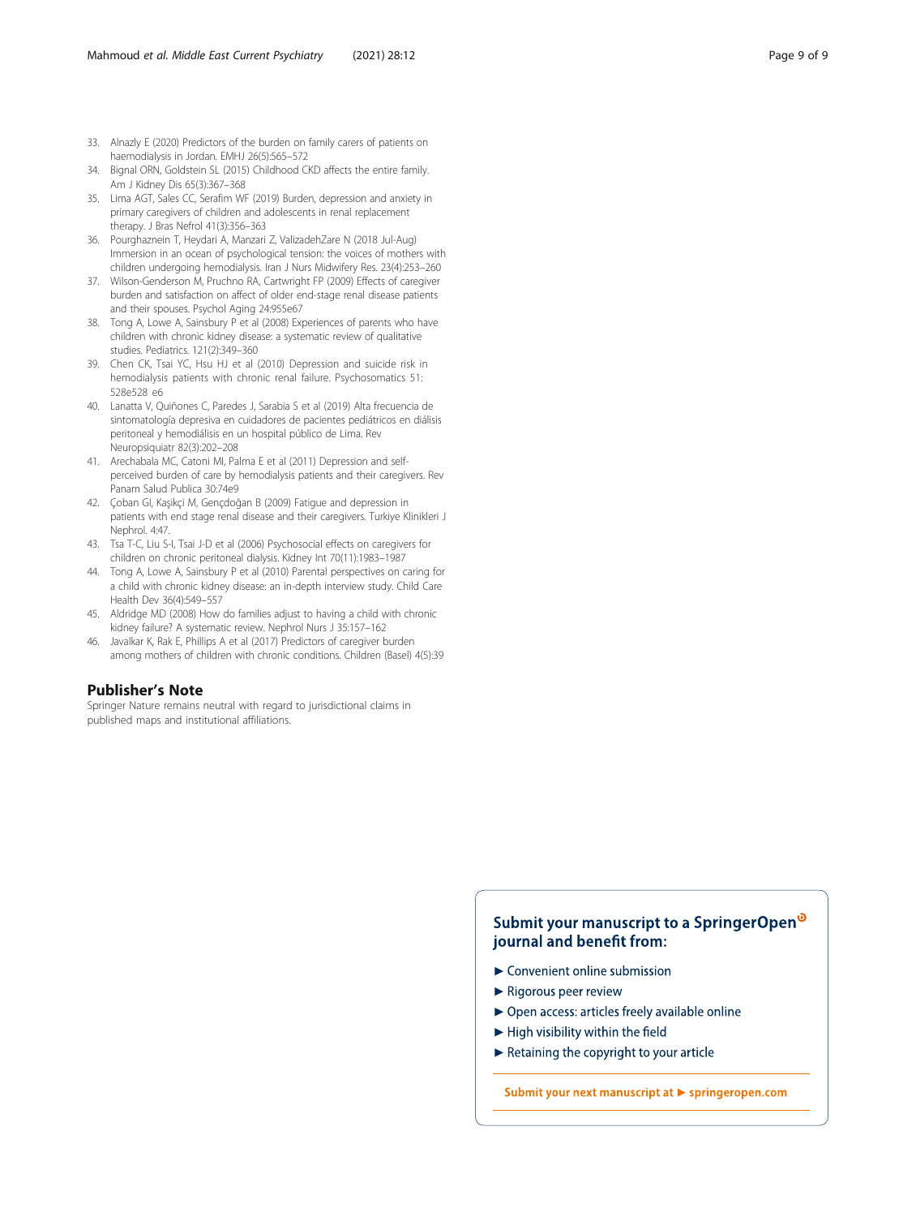33. Alnazly E (2020) Predictors of the burden on family carers of patients on haemodialysis in Jordan. EMHJ 26(5):565–572
34. Bignal ORN, Goldstein SL (2015) Childhood CKD affects the entire family. Am J Kidney Dis 65(3):367–368
35. Lima AGT, Sales CC, Serafim WF (2019) Burden, depression and anxiety in primary caregivers of children and adolescents in renal replacement therapy. J Bras Nefrol 41(3):356–363
36. Pourghaznein T, Heydari A, Manzari Z, ValizadehZare N (2018 Jul-Aug) Immersion in an ocean of psychological tension: the voices of mothers with children undergoing hemodialysis. Iran J Nurs Midwifery Res. 23(4):253–260
37. Wilson-Genderson M, Pruchno RA, Cartwright FP (2009) Effects of caregiver burden and satisfaction on affect of older end-stage renal disease patients and their spouses. Psychol Aging 24:955e67
38. Tong A, Lowe A, Sainsbury P et al (2008) Experiences of parents who have children with chronic kidney disease: a systematic review of qualitative studies. Pediatrics. 121(2):349–360
39. Chen CK, Tsai YC, Hsu HJ et al (2010) Depression and suicide risk in hemodialysis patients with chronic renal failure. Psychosomatics 51: 528e528 e6
40. Lanatta V, Quiñones C, Paredes J, Sarabia S et al (2019) Alta frecuencia de sintomatología depresiva en cuidadores de pacientes pediátricos en diálisis peritoneal y hemodiálisis en un hospital público de Lima. Rev Neuropsiquiatr 82(3):202–208
41. Arechabala MC, Catoni MI, Palma E et al (2011) Depression and self-perceived burden of care by hemodialysis patients and their caregivers. Rev Panam Salud Publica 30:74e9
42. Çoban GI, Kaşikçi M, Gençdoğan B (2009) Fatigue and depression in patients with end stage renal disease and their caregivers. Turkiye Klinikleri J Nephrol. 4:47.
43. Tsa T-C, Liu S-I, Tsai J-D et al (2006) Psychosocial effects on caregivers for children on chronic peritoneal dialysis. Kidney Int 70(11):1983–1987
44. Tong A, Lowe A, Sainsbury P et al (2010) Parental perspectives on caring for a child with chronic kidney disease: an in-depth interview study. Child Care Health Dev 36(4):549–557
45. Aldridge MD (2008) How do families adjust to having a child with chronic kidney failure? A systematic review. Nephrol Nurs J 35:157–162
46. Javalkar K, Rak E, Phillips A et al (2017) Predictors of caregiver burden among mothers of children with chronic conditions. Children (Basel) 4(5):39

## Publisher's Note

Springer Nature remains neutral with regard to jurisdictional claims in published maps and institutional affiliations.

**Submit your manuscript to a SpringerOpen journal and benefit from:**

- Convenient online submission
- Rigorous peer review
- Open access: articles freely available online
- High visibility within the field
- Retaining the copyright to your article

**Submit your next manuscript at ▶ springeropen.com**